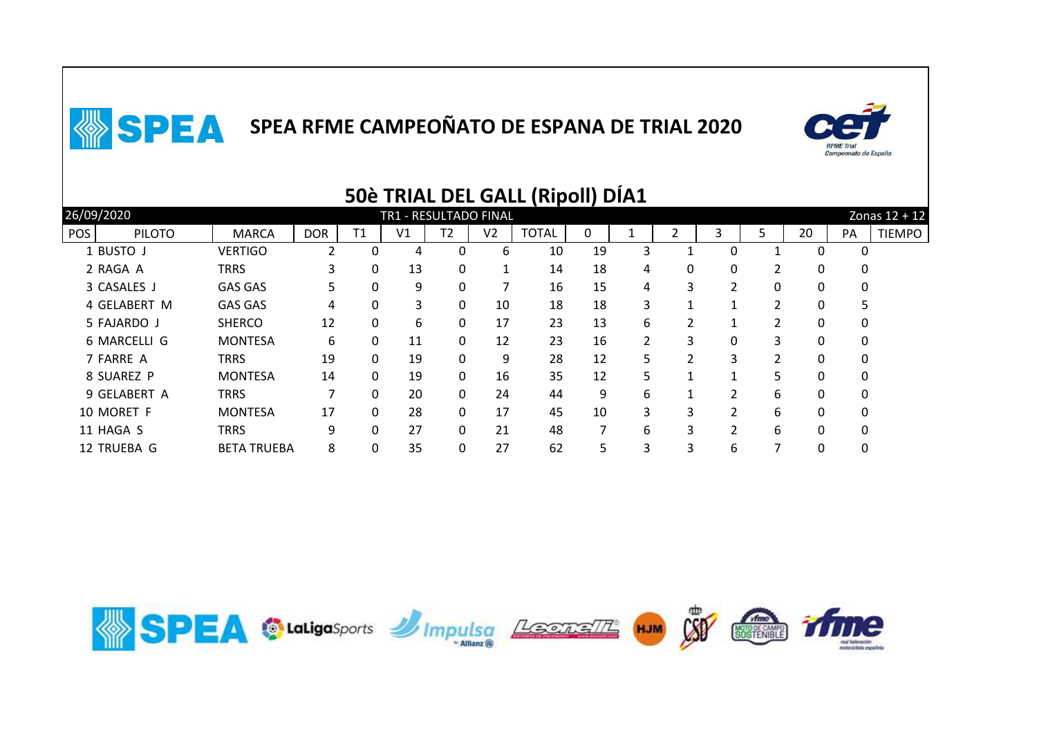# SPEA RFME CAMPEOÑATO DE ESPANA DE TRIAL 2020

## 50è TRIAL DEL GALL (Ripoll) DÍA1

26/09/2020 — TR1 - RESULTADO FINAL — Zonas 12 + 12

| POS | PILOTO | MARCA | DOR | T1 | V1 | T2 | V2 | TOTAL | 0 | 1 | 2 | 3 | 5 | 20 | PA | TIEMPO |
|---|---|---|---|---|---|---|---|---|---|---|---|---|---|---|---|---|
| 1 | BUSTO J | VERTIGO | 2 | 0 | 4 | 0 | 6 | 10 | 19 | 3 | 1 | 0 | 1 | 0 | 0 | |
| 2 | RAGA A | TRRS | 3 | 0 | 13 | 0 | 1 | 14 | 18 | 4 | 0 | 0 | 2 | 0 | 0 | |
| 3 | CASALES J | GAS GAS | 5 | 0 | 9 | 0 | 7 | 16 | 15 | 4 | 3 | 2 | 0 | 0 | 0 | |
| 4 | GELABERT M | GAS GAS | 4 | 0 | 3 | 0 | 10 | 18 | 18 | 3 | 1 | 1 | 2 | 0 | 5 | |
| 5 | FAJARDO J | SHERCO | 12 | 0 | 6 | 0 | 17 | 23 | 13 | 6 | 2 | 1 | 2 | 0 | 0 | |
| 6 | MARCELLI G | MONTESA | 6 | 0 | 11 | 0 | 12 | 23 | 16 | 2 | 3 | 0 | 3 | 0 | 0 | |
| 7 | FARRE A | TRRS | 19 | 0 | 19 | 0 | 9 | 28 | 12 | 5 | 2 | 3 | 2 | 0 | 0 | |
| 8 | SUAREZ P | MONTESA | 14 | 0 | 19 | 0 | 16 | 35 | 12 | 5 | 1 | 1 | 5 | 0 | 0 | |
| 9 | GELABERT A | TRRS | 7 | 0 | 20 | 0 | 24 | 44 | 9 | 6 | 1 | 2 | 6 | 0 | 0 | |
| 10 | MORET F | MONTESA | 17 | 0 | 28 | 0 | 17 | 45 | 10 | 3 | 3 | 2 | 6 | 0 | 0 | |
| 11 | HAGA S | TRRS | 9 | 0 | 27 | 0 | 21 | 48 | 7 | 6 | 3 | 2 | 6 | 0 | 0 | |
| 12 | TRUEBA G | BETA TRUEBA | 8 | 0 | 35 | 0 | 27 | 62 | 5 | 3 | 3 | 6 | 7 | 0 | 0 | |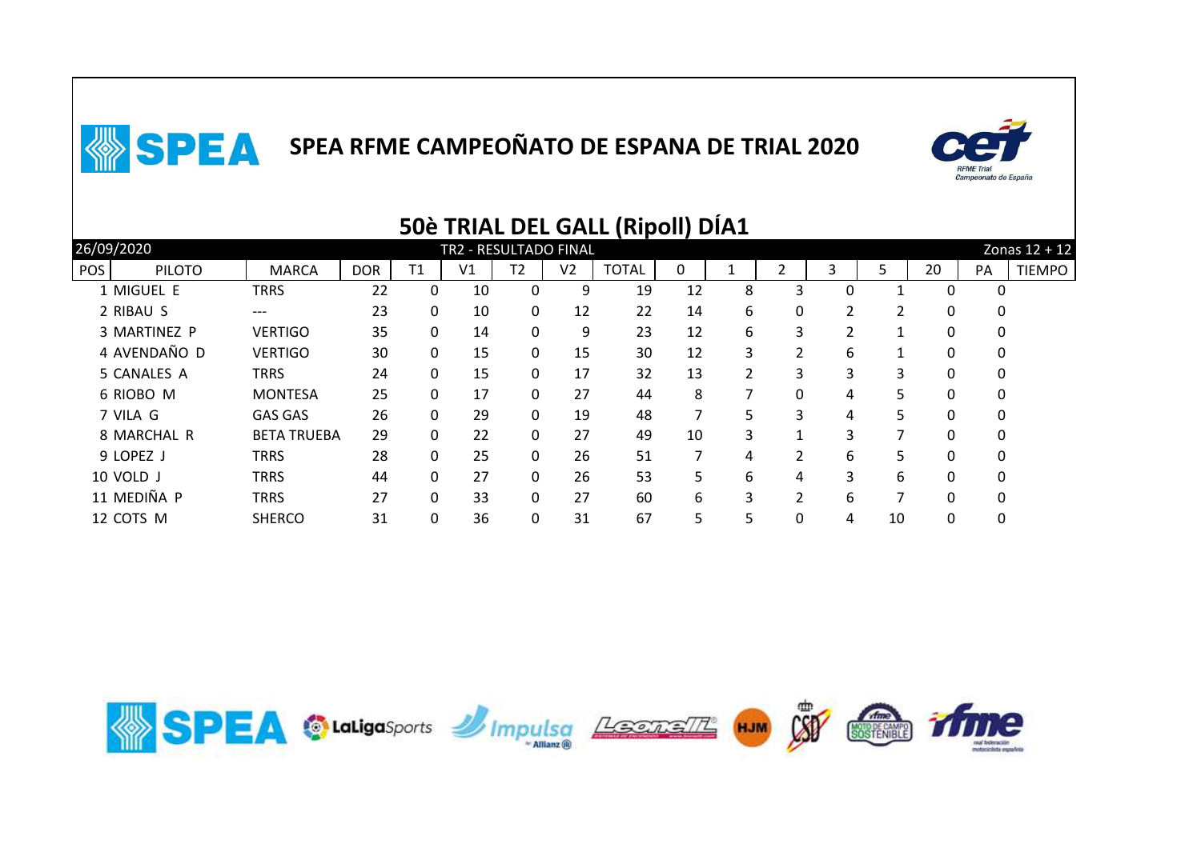# SPEA RFME CAMPEOÑATO DE ESPANA DE TRIAL 2020

## 50è TRIAL DEL GALL (Ripoll) DÍA1

26/09/2020 — TR2 - RESULTADO FINAL — Zonas 12 + 12

| POS | PILOTO | MARCA | DOR | T1 | V1 | T2 | V2 | TOTAL | 0 | 1 | 2 | 3 | 5 | 20 | PA | TIEMPO |
|---|---|---|---|---|---|---|---|---|---|---|---|---|---|---|---|---|
| 1 | MIGUEL E | TRRS | 22 | 0 | 10 | 0 | 9 | 19 | 12 | 8 | 3 | 0 | 1 | 0 | 0 | |
| 2 | RIBAU S | --- | 23 | 0 | 10 | 0 | 12 | 22 | 14 | 6 | 0 | 2 | 2 | 0 | 0 | |
| 3 | MARTINEZ P | VERTIGO | 35 | 0 | 14 | 0 | 9 | 23 | 12 | 6 | 3 | 2 | 1 | 0 | 0 | |
| 4 | AVENDAÑO D | VERTIGO | 30 | 0 | 15 | 0 | 15 | 30 | 12 | 3 | 2 | 6 | 1 | 0 | 0 | |
| 5 | CANALES A | TRRS | 24 | 0 | 15 | 0 | 17 | 32 | 13 | 2 | 3 | 3 | 3 | 0 | 0 | |
| 6 | RIOBO M | MONTESA | 25 | 0 | 17 | 0 | 27 | 44 | 8 | 7 | 0 | 4 | 5 | 0 | 0 | |
| 7 | VILA G | GAS GAS | 26 | 0 | 29 | 0 | 19 | 48 | 7 | 5 | 3 | 4 | 5 | 0 | 0 | |
| 8 | MARCHAL R | BETA TRUEBA | 29 | 0 | 22 | 0 | 27 | 49 | 10 | 3 | 1 | 3 | 7 | 0 | 0 | |
| 9 | LOPEZ J | TRRS | 28 | 0 | 25 | 0 | 26 | 51 | 7 | 4 | 2 | 6 | 5 | 0 | 0 | |
| 10 | VOLD J | TRRS | 44 | 0 | 27 | 0 | 26 | 53 | 5 | 6 | 4 | 3 | 6 | 0 | 0 | |
| 11 | MEDIÑA P | TRRS | 27 | 0 | 33 | 0 | 27 | 60 | 6 | 3 | 2 | 6 | 7 | 0 | 0 | |
| 12 | COTS M | SHERCO | 31 | 0 | 36 | 0 | 31 | 67 | 5 | 5 | 0 | 4 | 10 | 0 | 0 | |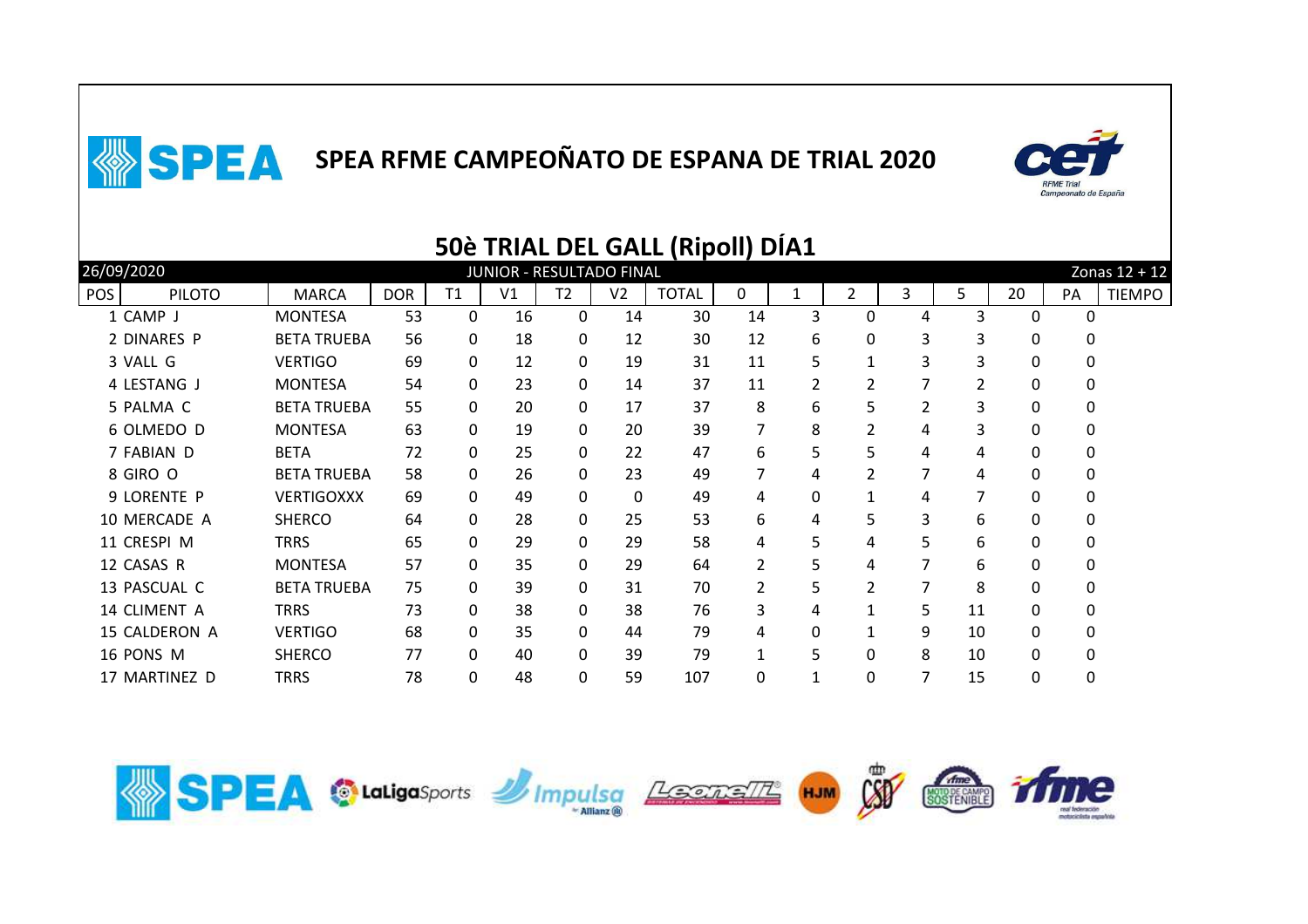# SPEA RFME CAMPEOÑATO DE ESPANA DE TRIAL 2020

## 50è TRIAL DEL GALL (Ripoll) DÍA1

26/09/2020 — JUNIOR - RESULTADO FINAL — Zonas 12 + 12

| POS | PILOTO | MARCA | DOR | T1 | V1 | T2 | V2 | TOTAL | 0 | 1 | 2 | 3 | 5 | 20 | PA | TIEMPO |
|---|---|---|---|---|---|---|---|---|---|---|---|---|---|---|---|---|
| 1 | CAMP J | MONTESA | 53 | 0 | 16 | 0 | 14 | 30 | 14 | 3 | 0 | 4 | 3 | 0 | 0 | |
| 2 | DINARES P | BETA TRUEBA | 56 | 0 | 18 | 0 | 12 | 30 | 12 | 6 | 0 | 3 | 3 | 0 | 0 | |
| 3 | VALL G | VERTIGO | 69 | 0 | 12 | 0 | 19 | 31 | 11 | 5 | 1 | 3 | 3 | 0 | 0 | |
| 4 | LESTANG J | MONTESA | 54 | 0 | 23 | 0 | 14 | 37 | 11 | 2 | 2 | 7 | 2 | 0 | 0 | |
| 5 | PALMA C | BETA TRUEBA | 55 | 0 | 20 | 0 | 17 | 37 | 8 | 6 | 5 | 2 | 3 | 0 | 0 | |
| 6 | OLMEDO D | MONTESA | 63 | 0 | 19 | 0 | 20 | 39 | 7 | 8 | 2 | 4 | 3 | 0 | 0 | |
| 7 | FABIAN D | BETA | 72 | 0 | 25 | 0 | 22 | 47 | 6 | 5 | 5 | 4 | 4 | 0 | 0 | |
| 8 | GIRO O | BETA TRUEBA | 58 | 0 | 26 | 0 | 23 | 49 | 7 | 4 | 2 | 7 | 4 | 0 | 0 | |
| 9 | LORENTE P | VERTIGOXXX | 69 | 0 | 49 | 0 | 0 | 49 | 4 | 0 | 1 | 4 | 7 | 0 | 0 | |
| 10 | MERCADE A | SHERCO | 64 | 0 | 28 | 0 | 25 | 53 | 6 | 4 | 5 | 3 | 6 | 0 | 0 | |
| 11 | CRESPI M | TRRS | 65 | 0 | 29 | 0 | 29 | 58 | 4 | 5 | 4 | 5 | 6 | 0 | 0 | |
| 12 | CASAS R | MONTESA | 57 | 0 | 35 | 0 | 29 | 64 | 2 | 5 | 4 | 7 | 6 | 0 | 0 | |
| 13 | PASCUAL C | BETA TRUEBA | 75 | 0 | 39 | 0 | 31 | 70 | 2 | 5 | 2 | 7 | 8 | 0 | 0 | |
| 14 | CLIMENT A | TRRS | 73 | 0 | 38 | 0 | 38 | 76 | 3 | 4 | 1 | 5 | 11 | 0 | 0 | |
| 15 | CALDERON A | VERTIGO | 68 | 0 | 35 | 0 | 44 | 79 | 4 | 0 | 1 | 9 | 10 | 0 | 0 | |
| 16 | PONS M | SHERCO | 77 | 0 | 40 | 0 | 39 | 79 | 1 | 5 | 0 | 8 | 10 | 0 | 0 | |
| 17 | MARTINEZ D | TRRS | 78 | 0 | 48 | 0 | 59 | 107 | 0 | 1 | 0 | 7 | 15 | 0 | 0 | |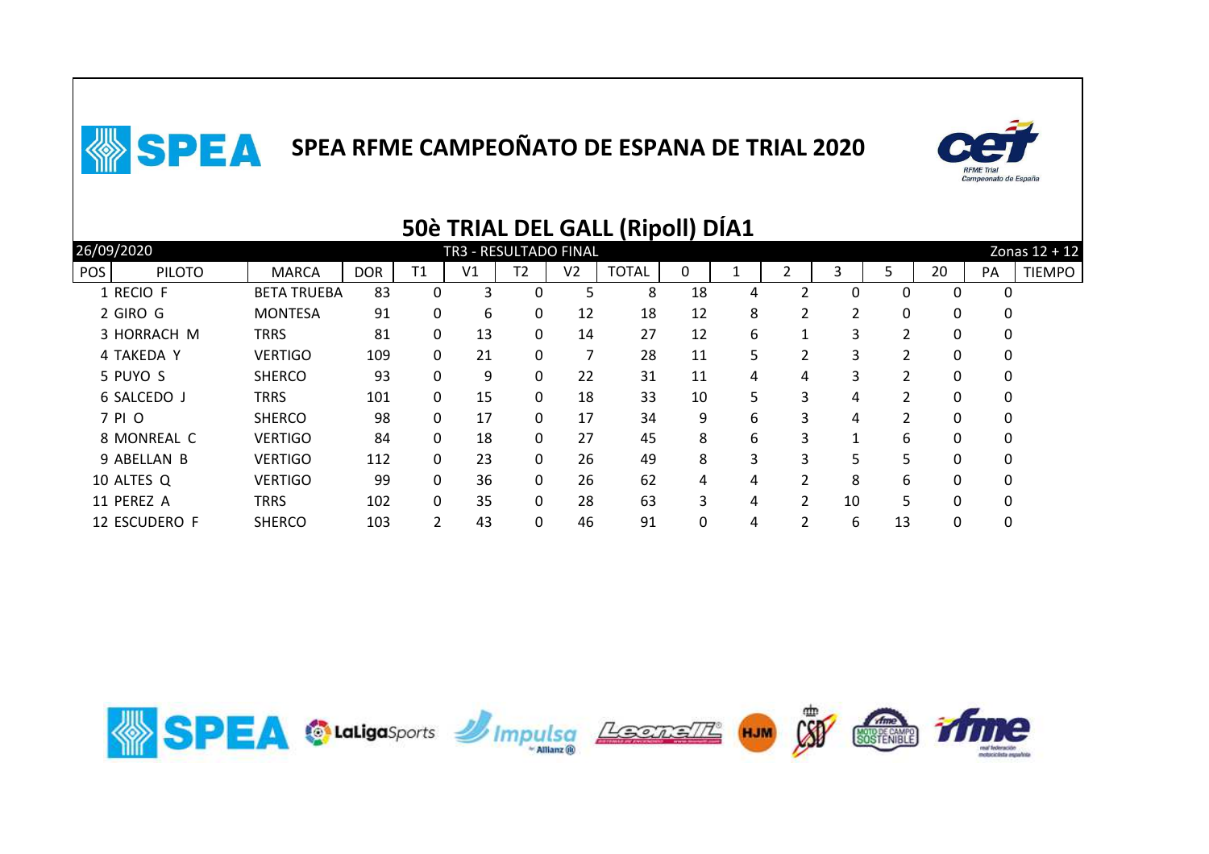# SPEA RFME CAMPEOÑATO DE ESPANA DE TRIAL 2020

## 50è TRIAL DEL GALL (Ripoll) DÍA1

26/09/2020 — TR3 - RESULTADO FINAL — Zonas 12 + 12

| POS | PILOTO | MARCA | DOR | T1 | V1 | T2 | V2 | TOTAL | 0 | 1 | 2 | 3 | 5 | 20 | PA | TIEMPO |
|---|---|---|---|---|---|---|---|---|---|---|---|---|---|---|---|---|
| 1 | RECIO F | BETA TRUEBA | 83 | 0 | 3 | 0 | 5 | 8 | 18 | 4 | 2 | 0 | 0 | 0 | 0 | |
| 2 | GIRO G | MONTESA | 91 | 0 | 6 | 0 | 12 | 18 | 12 | 8 | 2 | 2 | 0 | 0 | 0 | |
| 3 | HORRACH M | TRRS | 81 | 0 | 13 | 0 | 14 | 27 | 12 | 6 | 1 | 3 | 2 | 0 | 0 | |
| 4 | TAKEDA Y | VERTIGO | 109 | 0 | 21 | 0 | 7 | 28 | 11 | 5 | 2 | 3 | 2 | 0 | 0 | |
| 5 | PUYO S | SHERCO | 93 | 0 | 9 | 0 | 22 | 31 | 11 | 4 | 4 | 3 | 2 | 0 | 0 | |
| 6 | SALCEDO J | TRRS | 101 | 0 | 15 | 0 | 18 | 33 | 10 | 5 | 3 | 4 | 2 | 0 | 0 | |
| 7 | PI O | SHERCO | 98 | 0 | 17 | 0 | 17 | 34 | 9 | 6 | 3 | 4 | 2 | 0 | 0 | |
| 8 | MONREAL C | VERTIGO | 84 | 0 | 18 | 0 | 27 | 45 | 8 | 6 | 3 | 1 | 6 | 0 | 0 | |
| 9 | ABELLAN B | VERTIGO | 112 | 0 | 23 | 0 | 26 | 49 | 8 | 3 | 3 | 5 | 5 | 0 | 0 | |
| 10 | ALTES Q | VERTIGO | 99 | 0 | 36 | 0 | 26 | 62 | 4 | 4 | 2 | 8 | 6 | 0 | 0 | |
| 11 | PEREZ A | TRRS | 102 | 0 | 35 | 0 | 28 | 63 | 3 | 4 | 2 | 10 | 5 | 0 | 0 | |
| 12 | ESCUDERO F | SHERCO | 103 | 2 | 43 | 0 | 46 | 91 | 0 | 4 | 2 | 6 | 13 | 0 | 0 | |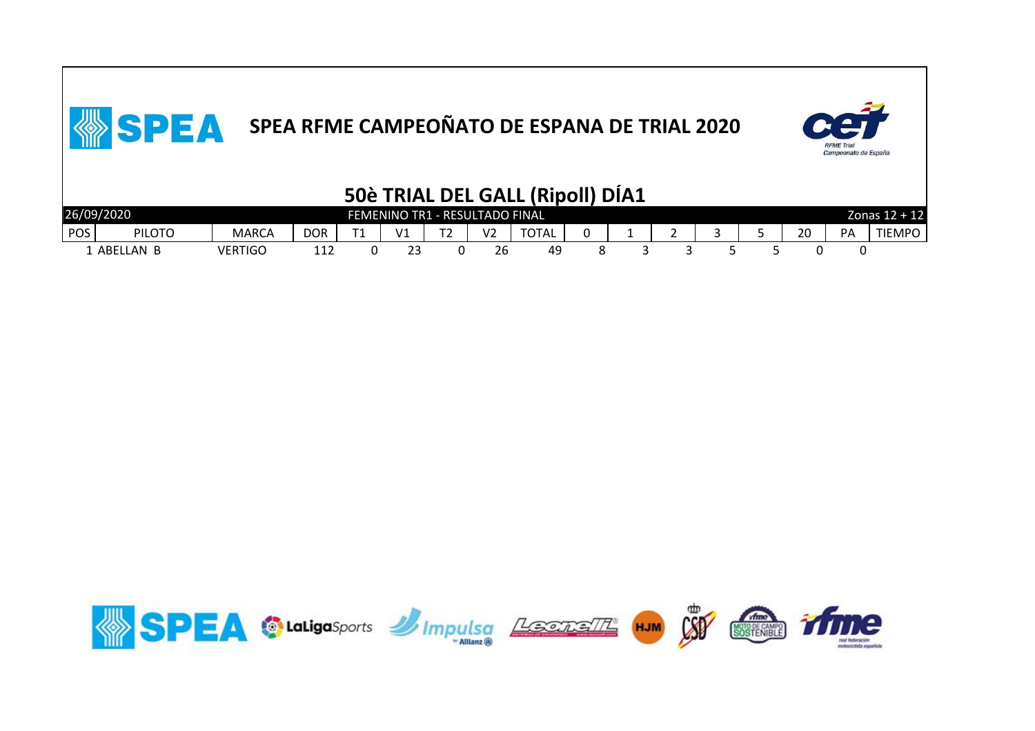# SPEA RFME CAMPEOÑATO DE ESPANA DE TRIAL 2020

## 50è TRIAL DEL GALL (Ripoll) DÍA1

26/09/2020 — FEMENINO TR1 - RESULTADO FINAL — Zonas 12 + 12

| POS | PILOTO | MARCA | DOR | T1 | V1 | T2 | V2 | TOTAL | 0 | 1 | 2 | 3 | 5 | 20 | PA | TIEMPO |
|---|---|---|---|---|---|---|---|---|---|---|---|---|---|---|---|---|
| 1 | ABELLAN B | VERTIGO | 112 | 0 | 23 | 0 | 26 | 49 | 8 | 3 | 3 | 5 | 5 | 0 | 0 | |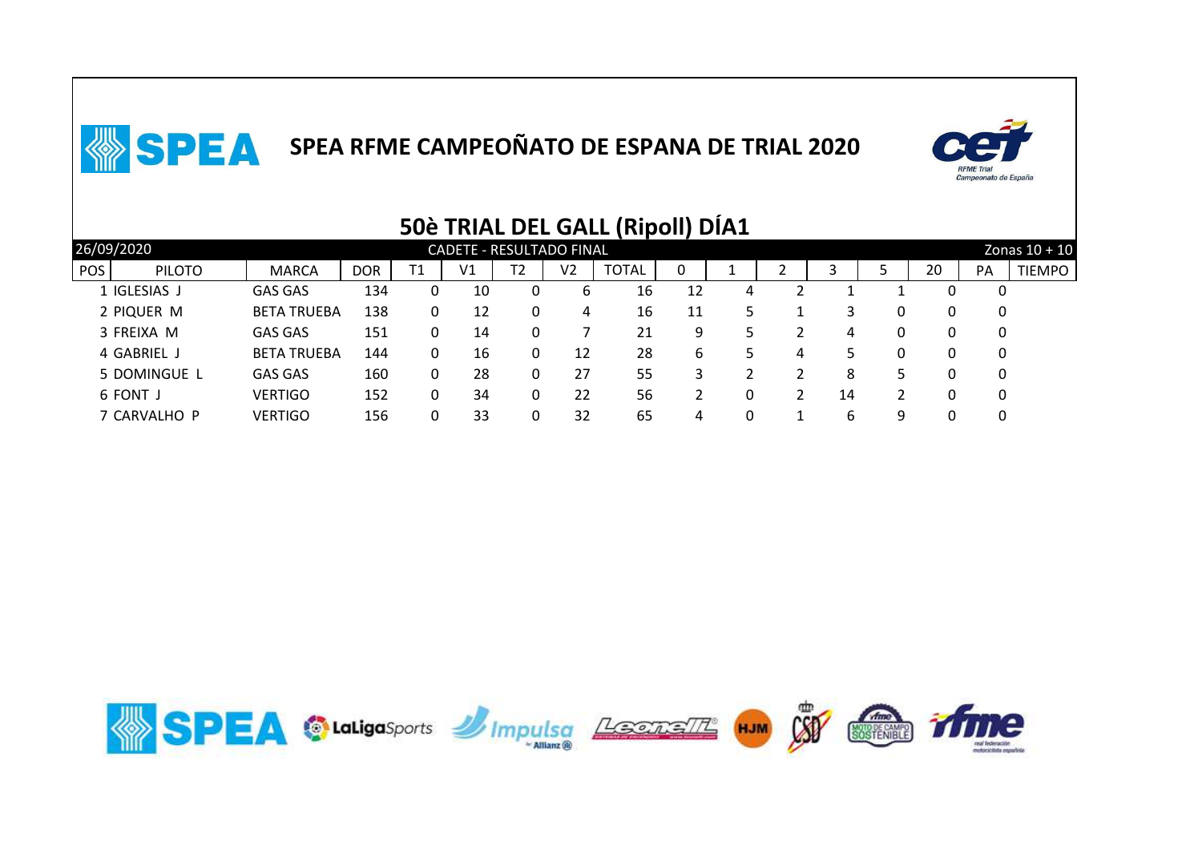# SPEA RFME CAMPEOÑATO DE ESPANA DE TRIAL 2020

## 50è TRIAL DEL GALL (Ripoll) DÍA1

26/09/2020 — CADETE - RESULTADO FINAL — Zonas 10 + 10

| POS | PILOTO | MARCA | DOR | T1 | V1 | T2 | V2 | TOTAL | 0 | 1 | 2 | 3 | 5 | 20 | PA | TIEMPO |
|---|---|---|---|---|---|---|---|---|---|---|---|---|---|---|---|---|
| 1 | IGLESIAS J | GAS GAS | 134 | 0 | 10 | 0 | 6 | 16 | 12 | 4 | 2 | 1 | 1 | 0 | 0 | |
| 2 | PIQUER M | BETA TRUEBA | 138 | 0 | 12 | 0 | 4 | 16 | 11 | 5 | 1 | 3 | 0 | 0 | 0 | |
| 3 | FREIXA M | GAS GAS | 151 | 0 | 14 | 0 | 7 | 21 | 9 | 5 | 2 | 4 | 0 | 0 | 0 | |
| 4 | GABRIEL J | BETA TRUEBA | 144 | 0 | 16 | 0 | 12 | 28 | 6 | 5 | 4 | 5 | 0 | 0 | 0 | |
| 5 | DOMINGUE L | GAS GAS | 160 | 0 | 28 | 0 | 27 | 55 | 3 | 2 | 2 | 8 | 5 | 0 | 0 | |
| 6 | FONT J | VERTIGO | 152 | 0 | 34 | 0 | 22 | 56 | 2 | 0 | 2 | 14 | 2 | 0 | 0 | |
| 7 | CARVALHO P | VERTIGO | 156 | 0 | 33 | 0 | 32 | 65 | 4 | 0 | 1 | 6 | 9 | 0 | 0 | |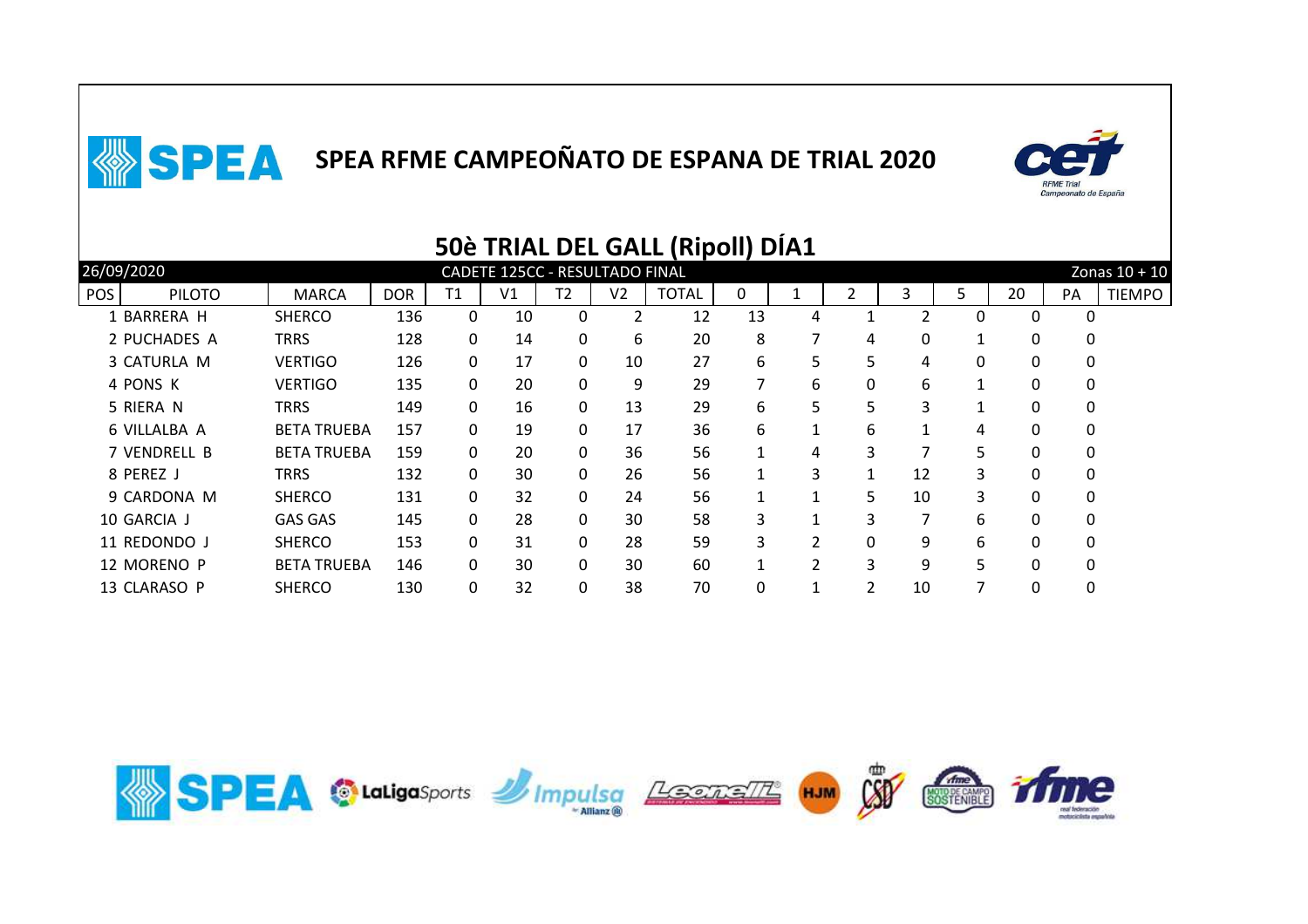# SPEA RFME CAMPEOÑATO DE ESPANA DE TRIAL 2020

## 50è TRIAL DEL GALL (Ripoll) DÍA1

26/09/2020 — CADETE 125CC - RESULTADO FINAL — Zonas 10 + 10

| POS | PILOTO | MARCA | DOR | T1 | V1 | T2 | V2 | TOTAL | 0 | 1 | 2 | 3 | 5 | 20 | PA | TIEMPO |
|---|---|---|---|---|---|---|---|---|---|---|---|---|---|---|---|---|
| 1 | BARRERA H | SHERCO | 136 | 0 | 10 | 0 | 2 | 12 | 13 | 4 | 1 | 2 | 0 | 0 | 0 | |
| 2 | PUCHADES A | TRRS | 128 | 0 | 14 | 0 | 6 | 20 | 8 | 7 | 4 | 0 | 1 | 0 | 0 | |
| 3 | CATURLA M | VERTIGO | 126 | 0 | 17 | 0 | 10 | 27 | 6 | 5 | 5 | 4 | 0 | 0 | 0 | |
| 4 | PONS K | VERTIGO | 135 | 0 | 20 | 0 | 9 | 29 | 7 | 6 | 0 | 6 | 1 | 0 | 0 | |
| 5 | RIERA N | TRRS | 149 | 0 | 16 | 0 | 13 | 29 | 6 | 5 | 5 | 3 | 1 | 0 | 0 | |
| 6 | VILLALBA A | BETA TRUEBA | 157 | 0 | 19 | 0 | 17 | 36 | 6 | 1 | 6 | 1 | 4 | 0 | 0 | |
| 7 | VENDRELL B | BETA TRUEBA | 159 | 0 | 20 | 0 | 36 | 56 | 1 | 4 | 3 | 7 | 5 | 0 | 0 | |
| 8 | PEREZ J | TRRS | 132 | 0 | 30 | 0 | 26 | 56 | 1 | 3 | 1 | 12 | 3 | 0 | 0 | |
| 9 | CARDONA M | SHERCO | 131 | 0 | 32 | 0 | 24 | 56 | 1 | 1 | 5 | 10 | 3 | 0 | 0 | |
| 10 | GARCIA J | GAS GAS | 145 | 0 | 28 | 0 | 30 | 58 | 3 | 1 | 3 | 7 | 6 | 0 | 0 | |
| 11 | REDONDO J | SHERCO | 153 | 0 | 31 | 0 | 28 | 59 | 3 | 2 | 0 | 9 | 6 | 0 | 0 | |
| 12 | MORENO P | BETA TRUEBA | 146 | 0 | 30 | 0 | 30 | 60 | 1 | 2 | 3 | 9 | 5 | 0 | 0 | |
| 13 | CLARASO P | SHERCO | 130 | 0 | 32 | 0 | 38 | 70 | 0 | 1 | 2 | 10 | 7 | 0 | 0 | |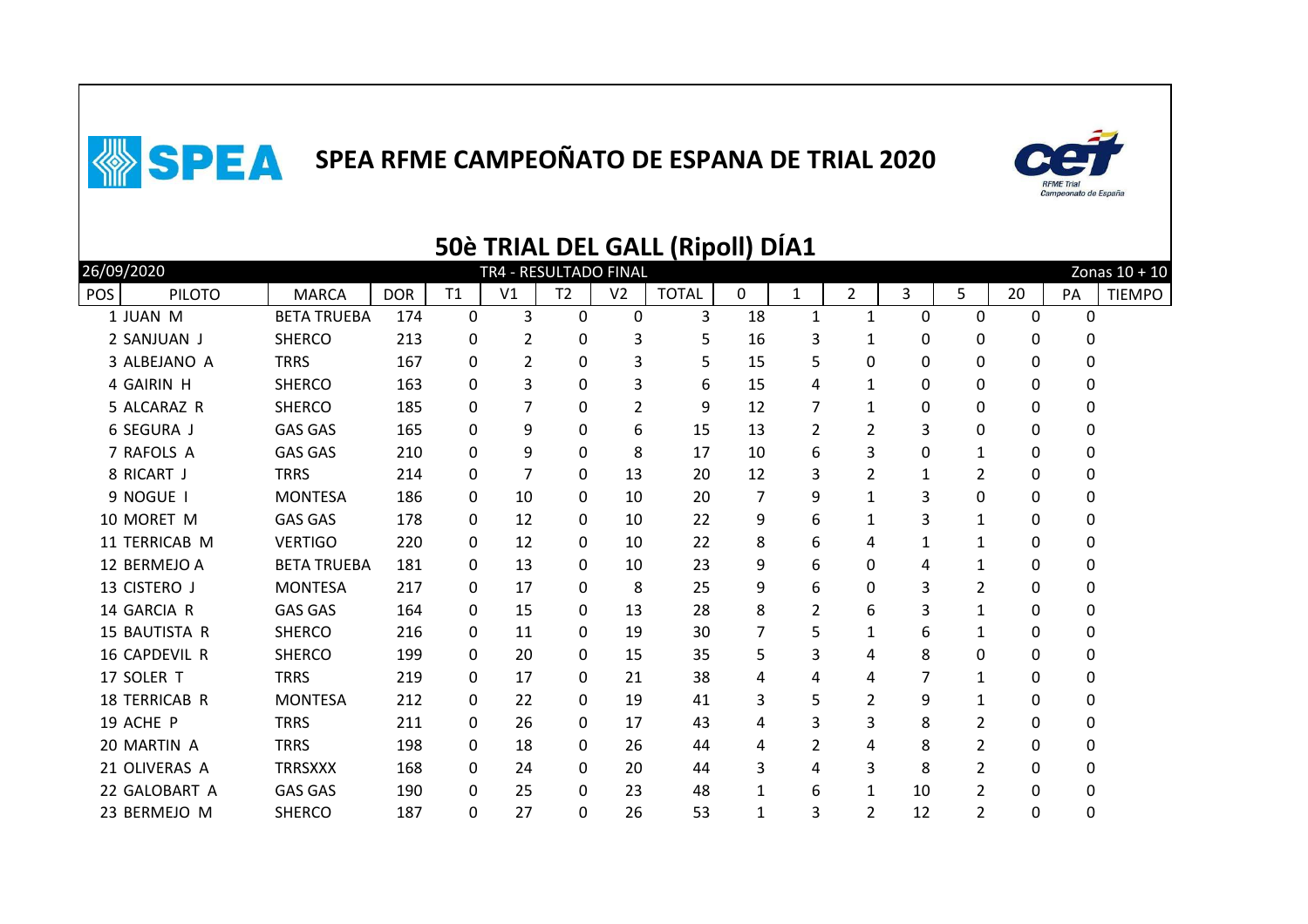# SPEA RFME CAMPEOÑATO DE ESPANA DE TRIAL 2020

## 50è TRIAL DEL GALL (Ripoll) DÍA1

26/09/2020 — TR4 - RESULTADO FINAL — Zonas 10 + 10

| POS | PILOTO | MARCA | DOR | T1 | V1 | T2 | V2 | TOTAL | 0 | 1 | 2 | 3 | 5 | 20 | PA | TIEMPO |
|---|---|---|---|---|---|---|---|---|---|---|---|---|---|---|---|---|
| 1 | JUAN M | BETA TRUEBA | 174 | 0 | 3 | 0 | 0 | 3 | 18 | 1 | 1 | 0 | 0 | 0 | 0 | |
| 2 | SANJUAN J | SHERCO | 213 | 0 | 2 | 0 | 3 | 5 | 16 | 3 | 1 | 0 | 0 | 0 | 0 | |
| 3 | ALBEJANO A | TRRS | 167 | 0 | 2 | 0 | 3 | 5 | 15 | 5 | 0 | 0 | 0 | 0 | 0 | |
| 4 | GAIRIN H | SHERCO | 163 | 0 | 3 | 0 | 3 | 6 | 15 | 4 | 1 | 0 | 0 | 0 | 0 | |
| 5 | ALCARAZ R | SHERCO | 185 | 0 | 7 | 0 | 2 | 9 | 12 | 7 | 1 | 0 | 0 | 0 | 0 | |
| 6 | SEGURA J | GAS GAS | 165 | 0 | 9 | 0 | 6 | 15 | 13 | 2 | 2 | 3 | 0 | 0 | 0 | |
| 7 | RAFOLS A | GAS GAS | 210 | 0 | 9 | 0 | 8 | 17 | 10 | 6 | 3 | 0 | 1 | 0 | 0 | |
| 8 | RICART J | TRRS | 214 | 0 | 7 | 0 | 13 | 20 | 12 | 3 | 2 | 1 | 2 | 0 | 0 | |
| 9 | NOGUE I | MONTESA | 186 | 0 | 10 | 0 | 10 | 20 | 7 | 9 | 1 | 3 | 0 | 0 | 0 | |
| 10 | MORET M | GAS GAS | 178 | 0 | 12 | 0 | 10 | 22 | 9 | 6 | 1 | 3 | 1 | 0 | 0 | |
| 11 | TERRICAB M | VERTIGO | 220 | 0 | 12 | 0 | 10 | 22 | 8 | 6 | 4 | 1 | 1 | 0 | 0 | |
| 12 | BERMEJO A | BETA TRUEBA | 181 | 0 | 13 | 0 | 10 | 23 | 9 | 6 | 0 | 4 | 1 | 0 | 0 | |
| 13 | CISTERO J | MONTESA | 217 | 0 | 17 | 0 | 8 | 25 | 9 | 6 | 0 | 3 | 2 | 0 | 0 | |
| 14 | GARCIA R | GAS GAS | 164 | 0 | 15 | 0 | 13 | 28 | 8 | 2 | 6 | 3 | 1 | 0 | 0 | |
| 15 | BAUTISTA R | SHERCO | 216 | 0 | 11 | 0 | 19 | 30 | 7 | 5 | 1 | 6 | 1 | 0 | 0 | |
| 16 | CAPDEVIL R | SHERCO | 199 | 0 | 20 | 0 | 15 | 35 | 5 | 3 | 4 | 8 | 0 | 0 | 0 | |
| 17 | SOLER T | TRRS | 219 | 0 | 17 | 0 | 21 | 38 | 4 | 4 | 4 | 7 | 1 | 0 | 0 | |
| 18 | TERRICAB R | MONTESA | 212 | 0 | 22 | 0 | 19 | 41 | 3 | 5 | 2 | 9 | 1 | 0 | 0 | |
| 19 | ACHE P | TRRS | 211 | 0 | 26 | 0 | 17 | 43 | 4 | 3 | 3 | 8 | 2 | 0 | 0 | |
| 20 | MARTIN A | TRRS | 198 | 0 | 18 | 0 | 26 | 44 | 4 | 2 | 4 | 8 | 2 | 0 | 0 | |
| 21 | OLIVERAS A | TRRSXXX | 168 | 0 | 24 | 0 | 20 | 44 | 3 | 4 | 3 | 8 | 2 | 0 | 0 | |
| 22 | GALOBART A | GAS GAS | 190 | 0 | 25 | 0 | 23 | 48 | 1 | 6 | 1 | 10 | 2 | 0 | 0 | |
| 23 | BERMEJO M | SHERCO | 187 | 0 | 27 | 0 | 26 | 53 | 1 | 3 | 2 | 12 | 2 | 0 | 0 | |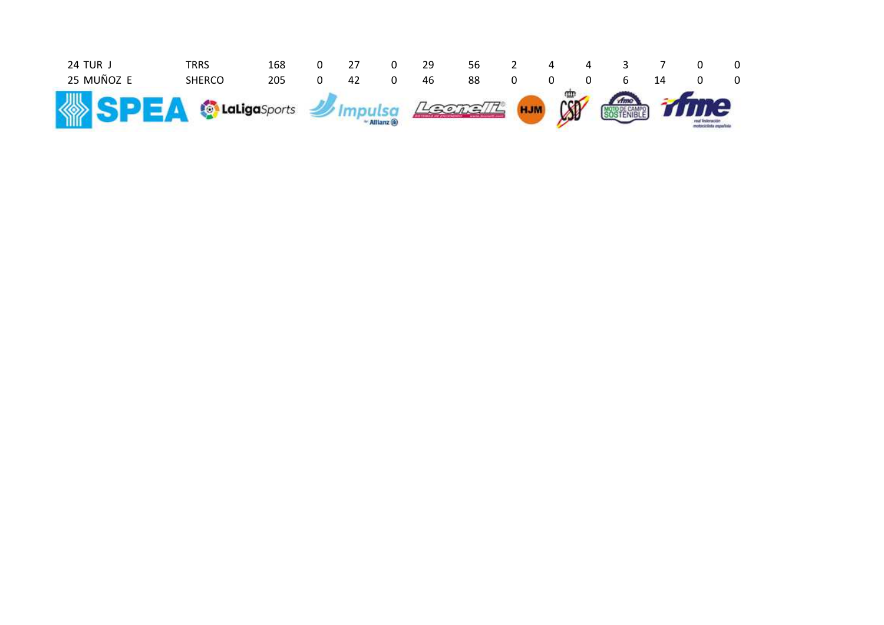| | | | | | | | | | | | | | | |
|---|---|---|---|---|---|---|---|---|---|---|---|---|---|---|
| 24 | TUR J | TRRS | 168 | 0 | 27 | 0 | 29 | 56 | 2 | 4 | 4 | 3 | 7 | 0 | 0 |
| 25 | MUÑOZ E | SHERCO | 205 | 0 | 42 | 0 | 46 | 88 | 0 | 0 | 0 | 6 | 14 | 0 | 0 |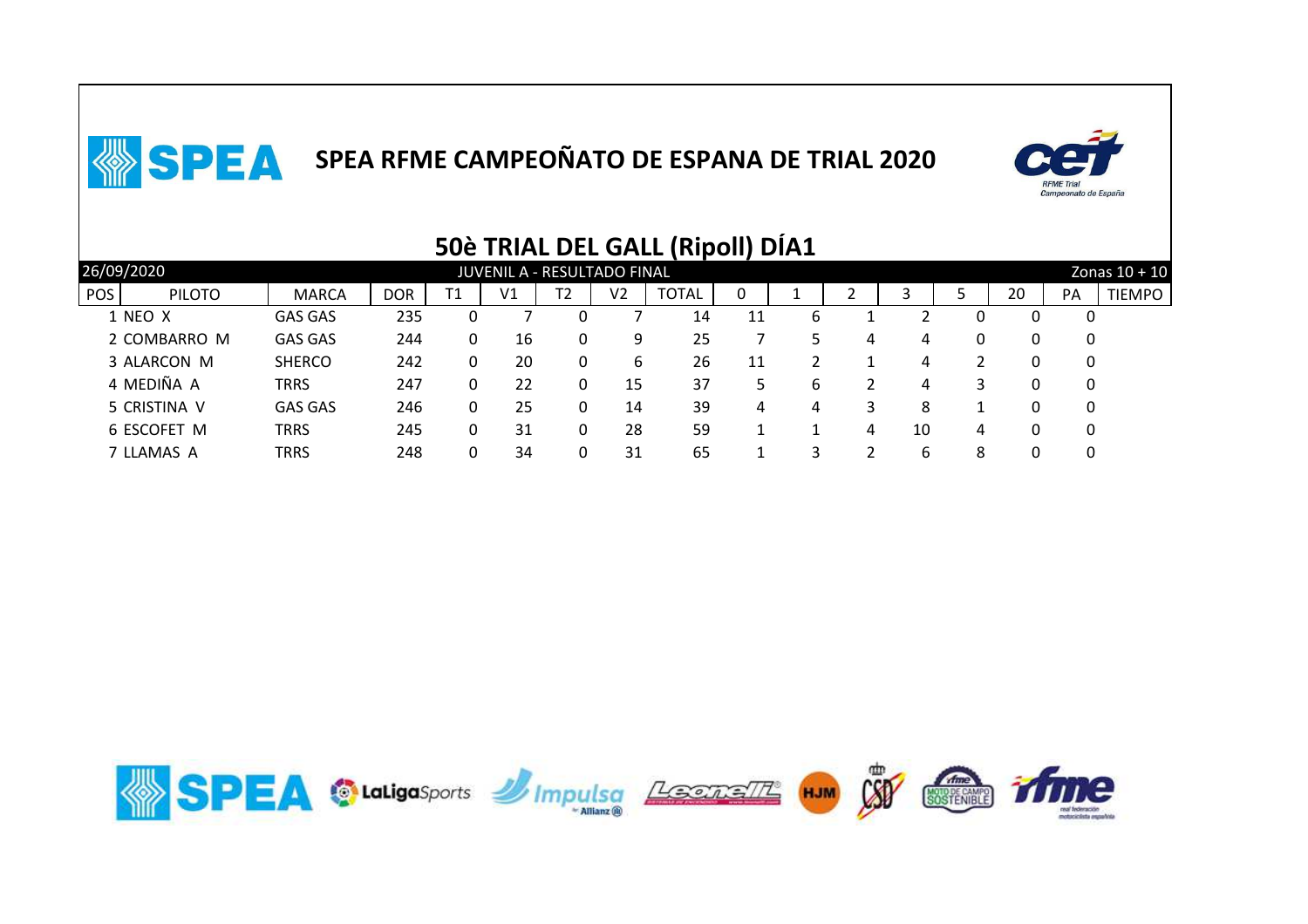# SPEA RFME CAMPEOÑATO DE ESPANA DE TRIAL 2020

## 50è TRIAL DEL GALL (Ripoll) DÍA1

26/09/2020 — JUVENIL A - RESULTADO FINAL — Zonas 10 + 10

| POS | PILOTO | MARCA | DOR | T1 | V1 | T2 | V2 | TOTAL | 0 | 1 | 2 | 3 | 5 | 20 | PA | TIEMPO |
|---|---|---|---|---|---|---|---|---|---|---|---|---|---|---|---|---|
| 1 | NEO X | GAS GAS | 235 | 0 | 7 | 0 | 7 | 14 | 11 | 6 | 1 | 2 | 0 | 0 | 0 | |
| 2 | COMBARRO M | GAS GAS | 244 | 0 | 16 | 0 | 9 | 25 | 7 | 5 | 4 | 4 | 0 | 0 | 0 | |
| 3 | ALARCON M | SHERCO | 242 | 0 | 20 | 0 | 6 | 26 | 11 | 2 | 1 | 4 | 2 | 0 | 0 | |
| 4 | MEDIÑA A | TRRS | 247 | 0 | 22 | 0 | 15 | 37 | 5 | 6 | 2 | 4 | 3 | 0 | 0 | |
| 5 | CRISTINA V | GAS GAS | 246 | 0 | 25 | 0 | 14 | 39 | 4 | 4 | 3 | 8 | 1 | 0 | 0 | |
| 6 | ESCOFET M | TRRS | 245 | 0 | 31 | 0 | 28 | 59 | 1 | 1 | 4 | 10 | 4 | 0 | 0 | |
| 7 | LLAMAS A | TRRS | 248 | 0 | 34 | 0 | 31 | 65 | 1 | 3 | 2 | 6 | 8 | 0 | 0 | |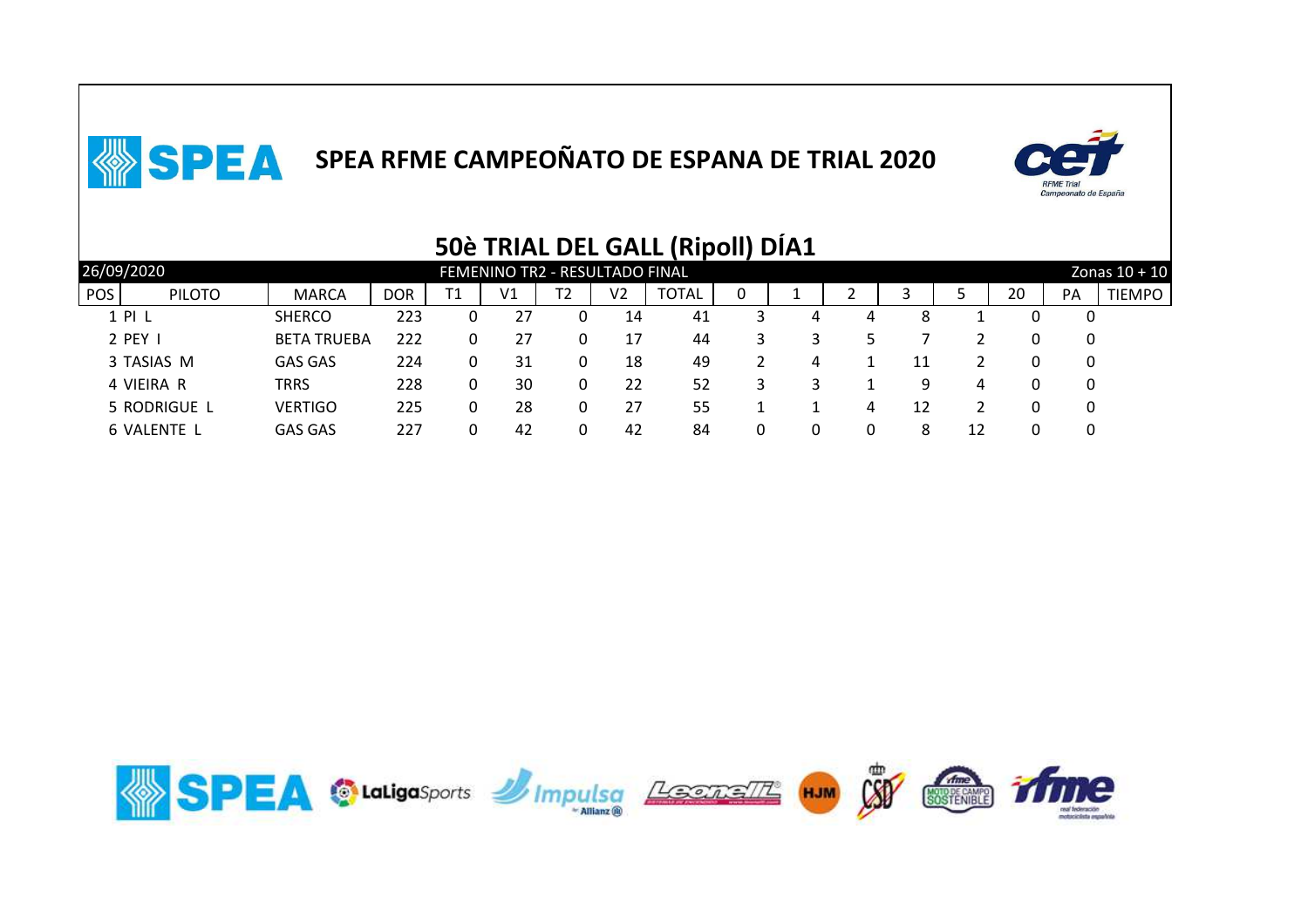# SPEA RFME CAMPEOÑATO DE ESPANA DE TRIAL 2020

## 50è TRIAL DEL GALL (Ripoll) DÍA1

26/09/2020 — FEMENINO TR2 - RESULTADO FINAL — Zonas 10 + 10

| POS | PILOTO | MARCA | DOR | T1 | V1 | T2 | V2 | TOTAL | 0 | 1 | 2 | 3 | 5 | 20 | PA | TIEMPO |
|---|---|---|---|---|---|---|---|---|---|---|---|---|---|---|---|---|
| 1 | PI L | SHERCO | 223 | 0 | 27 | 0 | 14 | 41 | 3 | 4 | 4 | 8 | 1 | 0 | 0 | |
| 2 | PEY I | BETA TRUEBA | 222 | 0 | 27 | 0 | 17 | 44 | 3 | 3 | 5 | 7 | 2 | 0 | 0 | |
| 3 | TASIAS M | GAS GAS | 224 | 0 | 31 | 0 | 18 | 49 | 2 | 4 | 1 | 11 | 2 | 0 | 0 | |
| 4 | VIEIRA R | TRRS | 228 | 0 | 30 | 0 | 22 | 52 | 3 | 3 | 1 | 9 | 4 | 0 | 0 | |
| 5 | RODRIGUE L | VERTIGO | 225 | 0 | 28 | 0 | 27 | 55 | 1 | 1 | 4 | 12 | 2 | 0 | 0 | |
| 6 | VALENTE L | GAS GAS | 227 | 0 | 42 | 0 | 42 | 84 | 0 | 0 | 0 | 8 | 12 | 0 | 0 | |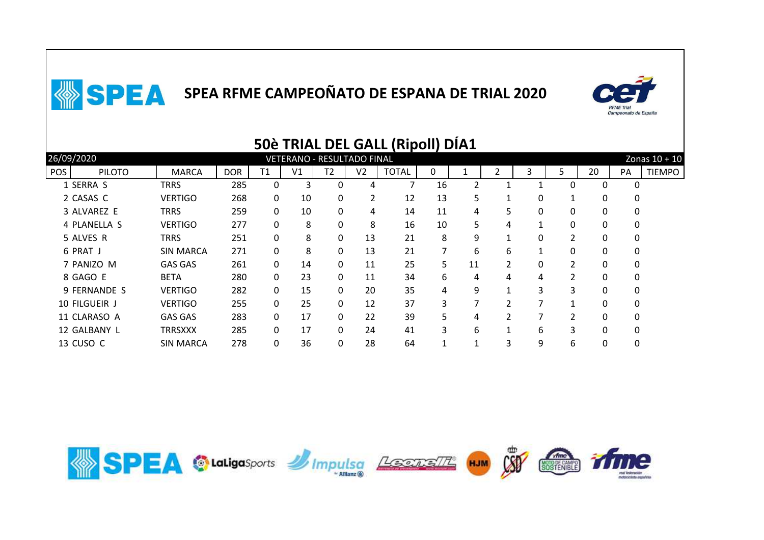# SPEA RFME CAMPEOÑATO DE ESPANA DE TRIAL 2020

## 50è TRIAL DEL GALL (Ripoll) DÍA1

26/09/2020 — VETERANO - RESULTADO FINAL — Zonas 10 + 10

| POS | PILOTO | MARCA | DOR | T1 | V1 | T2 | V2 | TOTAL | 0 | 1 | 2 | 3 | 5 | 20 | PA | TIEMPO |
|---|---|---|---|---|---|---|---|---|---|---|---|---|---|---|---|---|
| 1 | SERRA S | TRRS | 285 | 0 | 3 | 0 | 4 | 7 | 16 | 2 | 1 | 1 | 0 | 0 | 0 | |
| 2 | CASAS C | VERTIGO | 268 | 0 | 10 | 0 | 2 | 12 | 13 | 5 | 1 | 0 | 1 | 0 | 0 | |
| 3 | ALVAREZ E | TRRS | 259 | 0 | 10 | 0 | 4 | 14 | 11 | 4 | 5 | 0 | 0 | 0 | 0 | |
| 4 | PLANELLA S | VERTIGO | 277 | 0 | 8 | 0 | 8 | 16 | 10 | 5 | 4 | 1 | 0 | 0 | 0 | |
| 5 | ALVES R | TRRS | 251 | 0 | 8 | 0 | 13 | 21 | 8 | 9 | 1 | 0 | 2 | 0 | 0 | |
| 6 | PRAT J | SIN MARCA | 271 | 0 | 8 | 0 | 13 | 21 | 7 | 6 | 6 | 1 | 0 | 0 | 0 | |
| 7 | PANIZO M | GAS GAS | 261 | 0 | 14 | 0 | 11 | 25 | 5 | 11 | 2 | 0 | 2 | 0 | 0 | |
| 8 | GAGO E | BETA | 280 | 0 | 23 | 0 | 11 | 34 | 6 | 4 | 4 | 4 | 2 | 0 | 0 | |
| 9 | FERNANDE S | VERTIGO | 282 | 0 | 15 | 0 | 20 | 35 | 4 | 9 | 1 | 3 | 3 | 0 | 0 | |
| 10 | FILGUEIR J | VERTIGO | 255 | 0 | 25 | 0 | 12 | 37 | 3 | 7 | 2 | 7 | 1 | 0 | 0 | |
| 11 | CLARASO A | GAS GAS | 283 | 0 | 17 | 0 | 22 | 39 | 5 | 4 | 2 | 7 | 2 | 0 | 0 | |
| 12 | GALBANY L | TRRSXXX | 285 | 0 | 17 | 0 | 24 | 41 | 3 | 6 | 1 | 6 | 3 | 0 | 0 | |
| 13 | CUSO C | SIN MARCA | 278 | 0 | 36 | 0 | 28 | 64 | 1 | 1 | 3 | 9 | 6 | 0 | 0 | |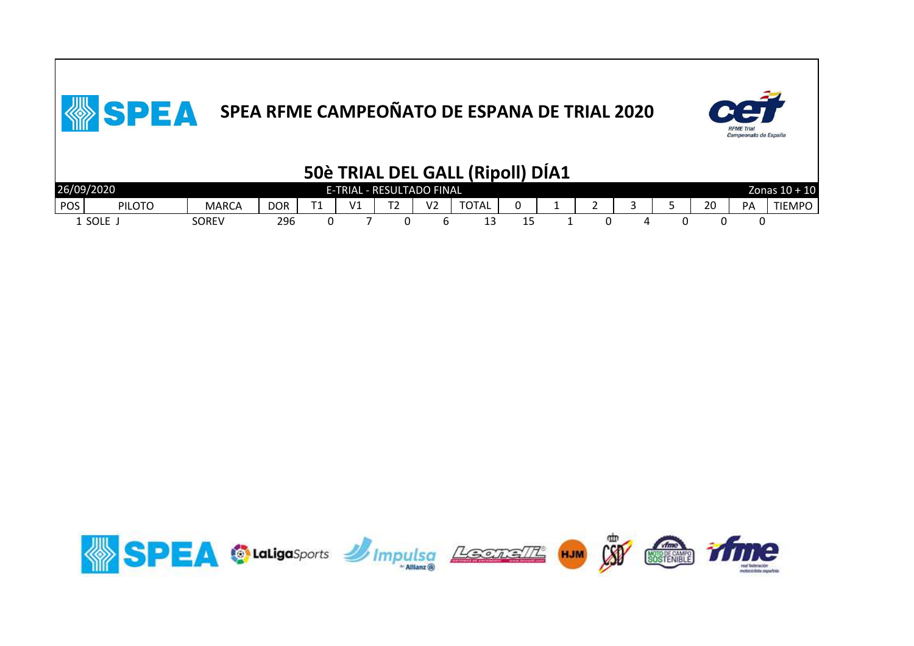# SPEA RFME CAMPEOÑATO DE ESPANA DE TRIAL 2020

## 50è TRIAL DEL GALL (Ripoll) DÍA1

26/09/2020 — E-TRIAL - RESULTADO FINAL — Zonas 10 + 10

| POS | PILOTO | MARCA | DOR | T1 | V1 | T2 | V2 | TOTAL | 0 | 1 | 2 | 3 | 5 | 20 | PA | TIEMPO |
|---|---|---|---|---|---|---|---|---|---|---|---|---|---|---|---|---|
| 1 | SOLE J | SOREV | 296 | 0 | 7 | 0 | 6 | 13 | 15 | 1 | 0 | 4 | 0 | 0 | 0 | |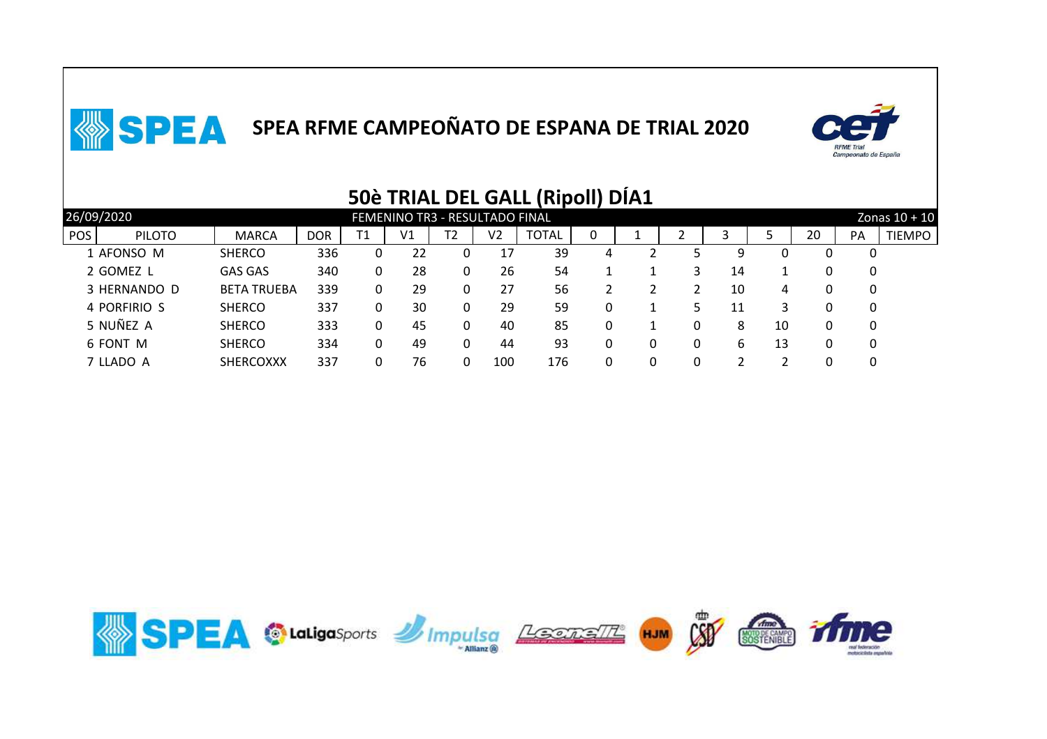# SPEA RFME CAMPEOÑATO DE ESPANA DE TRIAL 2020

## 50è TRIAL DEL GALL (Ripoll) DÍA1

| 26/09/2020 | | | | FEMENINO TR3 - RESULTADO FINAL | | | | | | | | | | | | | Zonas 10 + 10 |
|---|---|---|---|---|---|---|---|---|---|---|---|---|---|---|---|---|---|
| POS | PILOTO | MARCA | DOR | T1 | V1 | T2 | V2 | TOTAL | 0 | 1 | 2 | 3 | 5 | 20 | PA | TIEMPO |
| 1 | AFONSO M | SHERCO | 336 | 0 | 22 | 0 | 17 | 39 | 4 | 2 | 5 | 9 | 0 | 0 | 0 | |
| 2 | GOMEZ L | GAS GAS | 340 | 0 | 28 | 0 | 26 | 54 | 1 | 1 | 3 | 14 | 1 | 0 | 0 | |
| 3 | HERNANDO D | BETA TRUEBA | 339 | 0 | 29 | 0 | 27 | 56 | 2 | 2 | 2 | 10 | 4 | 0 | 0 | |
| 4 | PORFIRIO S | SHERCO | 337 | 0 | 30 | 0 | 29 | 59 | 0 | 1 | 5 | 11 | 3 | 0 | 0 | |
| 5 | NUÑEZ A | SHERCO | 333 | 0 | 45 | 0 | 40 | 85 | 0 | 1 | 0 | 8 | 10 | 0 | 0 | |
| 6 | FONT M | SHERCO | 334 | 0 | 49 | 0 | 44 | 93 | 0 | 0 | 0 | 6 | 13 | 0 | 0 | |
| 7 | LLADO A | SHERCOXXX | 337 | 0 | 76 | 0 | 100 | 176 | 0 | 0 | 0 | 2 | 2 | 0 | 0 | |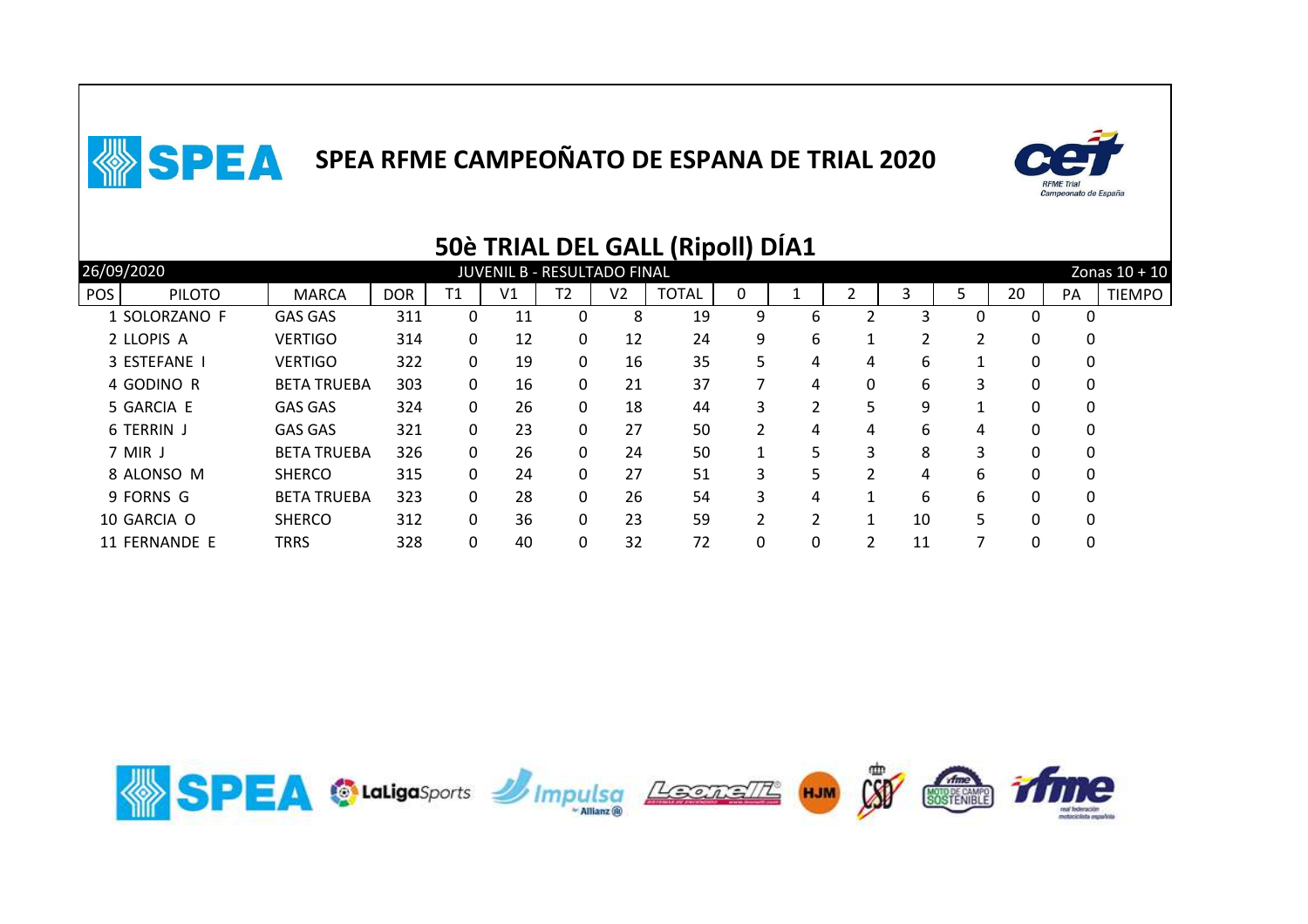# SPEA RFME CAMPEOÑATO DE ESPANA DE TRIAL 2020

## 50è TRIAL DEL GALL (Ripoll) DÍA1

26/09/2020 — JUVENIL B - RESULTADO FINAL — Zonas 10 + 10

| POS | PILOTO | MARCA | DOR | T1 | V1 | T2 | V2 | TOTAL | 0 | 1 | 2 | 3 | 5 | 20 | PA | TIEMPO |
|---|---|---|---|---|---|---|---|---|---|---|---|---|---|---|---|---|
| 1 | SOLORZANO F | GAS GAS | 311 | 0 | 11 | 0 | 8 | 19 | 9 | 6 | 2 | 3 | 0 | 0 | 0 | |
| 2 | LLOPIS A | VERTIGO | 314 | 0 | 12 | 0 | 12 | 24 | 9 | 6 | 1 | 2 | 2 | 0 | 0 | |
| 3 | ESTEFANE I | VERTIGO | 322 | 0 | 19 | 0 | 16 | 35 | 5 | 4 | 4 | 6 | 1 | 0 | 0 | |
| 4 | GODINO R | BETA TRUEBA | 303 | 0 | 16 | 0 | 21 | 37 | 7 | 4 | 0 | 6 | 3 | 0 | 0 | |
| 5 | GARCIA E | GAS GAS | 324 | 0 | 26 | 0 | 18 | 44 | 3 | 2 | 5 | 9 | 1 | 0 | 0 | |
| 6 | TERRIN J | GAS GAS | 321 | 0 | 23 | 0 | 27 | 50 | 2 | 4 | 4 | 6 | 4 | 0 | 0 | |
| 7 | MIR J | BETA TRUEBA | 326 | 0 | 26 | 0 | 24 | 50 | 1 | 5 | 3 | 8 | 3 | 0 | 0 | |
| 8 | ALONSO M | SHERCO | 315 | 0 | 24 | 0 | 27 | 51 | 3 | 5 | 2 | 4 | 6 | 0 | 0 | |
| 9 | FORNS G | BETA TRUEBA | 323 | 0 | 28 | 0 | 26 | 54 | 3 | 4 | 1 | 6 | 6 | 0 | 0 | |
| 10 | GARCIA O | SHERCO | 312 | 0 | 36 | 0 | 23 | 59 | 2 | 2 | 1 | 10 | 5 | 0 | 0 | |
| 11 | FERNANDE E | TRRS | 328 | 0 | 40 | 0 | 32 | 72 | 0 | 0 | 2 | 11 | 7 | 0 | 0 | |